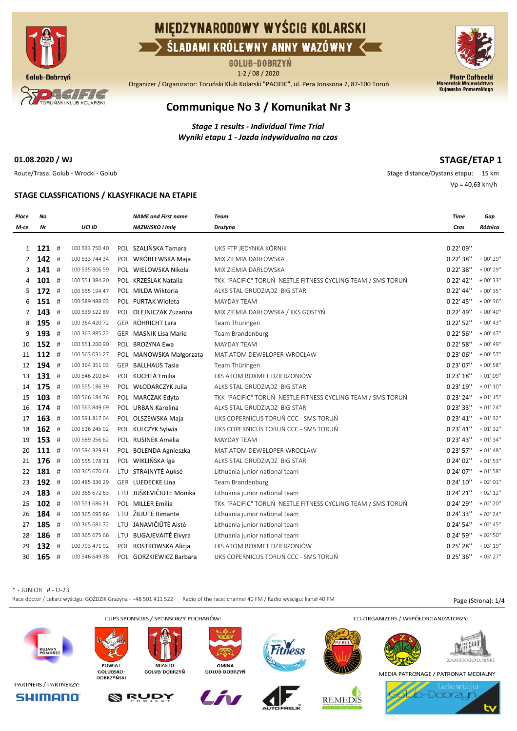# MIĘDZYNARODOWY WYŚCIG KOLARSKI

## ŚLADAMI KRÓLEWNY ANNY WAZÓWNY

GOLUB-DOBRZYŃ

1-2 / 08 / 2020

Organizer / Organizator: Toruński Klub Kolarski "PACIFIC", ul. Pera Jonssona 7, 87-100 Toruń

## Communique No 3 / Komunikat Nr 3

***Stage 1 results - Individual Time Trial***
***Wyniki etapu 1 - Jazda indywidualna na czas***

**01.08.2020 / WJ** **STAGE/ETAP 1**

Route/Trasa: Golub - Wrocki - Golub

Stage distance/Dystans etapu: 15 km

Vp = 40,63 km/h

### STAGE CLASSFICATIONS / KLASYFIKACJE NA ETAPIE

| Place M-ce | No Nr | | UCI ID | | NAME and First name NAZWISKO i Imię | Team Drużyna | Time Czas | Gap Różnica |
|---|---|---|---|---|---|---|---|---|
| 1 | **121** | # | 100 533 750 40 | POL | SZALIŃSKA Tamara | UKS FTP JEDYNKA KÓRNIK | 0 22' 09'' | |
| 2 | **142** | # | 100 533 744 34 | POL | WRÓBLEWSKA Maja | MIX ZIEMIA DARŁOWSKA | 0 22' 38'' | + 00' 29'' |
| 3 | **141** | # | 100 535 806 59 | POL | WIELOWSKA Nikola | MIX ZIEMIA DARŁOWSKA | 0 22' 38'' | + 00' 29'' |
| 4 | **101** | # | 100 551 384 20 | POL | KRZEŚLAK Natalia | TKK "PACIFIC" TORUŃ NESTLE FITNESS CYCLING TEAM / SMS TORUŃ | 0 22' 42'' | + 00' 33'' |
| 5 | **172** | # | 100 555 194 47 | POL | MILDA Wiktoria | ALKS STAL GRUDZIĄDZ BIG STAR | 0 22' 44'' | + 00' 35'' |
| 6 | **151** | # | 100 589 488 03 | POL | FURTAK Wioleta | MAYDAY TEAM | 0 22' 45'' | + 00' 36'' |
| 7 | **143** | # | 100 539 522 89 | POL | OLEJNICZAK Zuzanna | MIX ZIEMIA DARŁOWSKA / KKS GOSTYŃ | 0 22' 49'' | + 00' 40'' |
| 8 | **195** | # | 100 364 420 72 | GER | RÖHRICHT Lara | Team Thüringen | 0 22' 52'' | + 00' 43'' |
| 9 | **193** | # | 100 363 885 22 | GER | MASNIK Lisa Marie | Team Brandenburg | 0 22' 56'' | + 00' 47'' |
| 10 | **152** | # | 100 551 260 90 | POL | BROŻYNA Ewa | MAYDAY TEAM | 0 22' 58'' | + 00' 49'' |
| 11 | **112** | # | 100 563 031 27 | POL | MANOWSKA Małgorzata | MAT ATOM DEWELOPER WROCŁAW | 0 23' 06'' | + 00' 57'' |
| 12 | **194** | # | 100 364 351 03 | GER | BALLHAUS Tasia | Team Thüringen | 0 23' 07'' | + 00' 58'' |
| 13 | **131** | # | 100 546 210 84 | POL | KUCHTA Emilia | LKS ATOM BOXMET DZIERŻONIÓW | 0 23' 18'' | + 01' 09'' |
| 14 | **175** | # | 100 555 186 39 | POL | WŁODARCZYK Julia | ALKS STAL GRUDZIĄDZ BIG STAR | 0 23' 19'' | + 01' 10'' |
| 15 | **103** | # | 100 566 184 76 | POL | MARCZAK Edyta | TKK "PACIFIC" TORUŃ NESTLE FITNESS CYCLING TEAM / SMS TORUŃ | 0 23' 24'' | + 01' 15'' |
| 16 | **174** | # | 100 563 849 69 | POL | URBAN Karolina | ALKS STAL GRUDZIĄDZ BIG STAR | 0 23' 33'' | + 01' 24'' |
| 17 | **163** | # | 100 591 817 04 | POL | OLSZEWSKA Maja | UKS COPERNICUS TORUŃ CCC - SMS TORUŃ | 0 23' 41'' | + 01' 32'' |
| 18 | **162** | # | 100 516 245 92 | POL | KULCZYK Sylwia | UKS COPERNICUS TORUŃ CCC - SMS TORUŃ | 0 23' 41'' | + 01' 32'' |
| 19 | **153** | # | 100 589 256 62 | POL | RUSINEK Amelia | MAYDAY TEAM | 0 23' 43'' | + 01' 34'' |
| 20 | **111** | # | 100 594 329 91 | POL | BOLENDA Agnieszka | MAT ATOM DEWELOPER WROCŁAW | 0 23' 57'' | + 01' 48'' |
| 21 | **176** | # | 100 555 178 31 | POL | WIKLIŃSKA Iga | ALKS STAL GRUDZIĄDZ BIG STAR | 0 24' 02'' | + 01' 53'' |
| 22 | **181** | # | 100 365 670 61 | LTU | STRAINYTĖ Auksė | Lithuania junior national team | 0 24' 07'' | + 01' 58'' |
| 23 | **192** | # | 100 485 336 29 | GER | LUEDECKE Lina | Team Brandenburg | 0 24' 10'' | + 02' 01'' |
| 24 | **183** | # | 100 365 672 63 | LTU | JUŠKEVIČIŪTĖ Monika | Lithuania junior national team | 0 24' 21'' | + 02' 12'' |
| 25 | **102** | # | 100 551 686 31 | POL | MILLER Emilia | TKK "PACIFIC" TORUŃ NESTLE FITNESS CYCLING TEAM / SMS TORUŃ | 0 24' 29'' | + 02' 20'' |
| 26 | **184** | # | 100 365 695 86 | LTU | ŽILIŪTĖ Rimantė | Lithuania junior national team | 0 24' 33'' | + 02' 24'' |
| 27 | **185** | # | 100 365 681 72 | LTU | JANAVIČIŪTĖ Aistė | Lithuania junior national team | 0 24' 54'' | + 02' 45'' |
| 28 | **186** | # | 100 365 675 66 | LTU | BUGAJEVAITĖ Elvyra | Lithuania junior national team | 0 24' 59'' | + 02' 50'' |
| 29 | **132** | # | 100 793 471 92 | POL | ROSTKOWSKA Alicja | LKS ATOM BOXMET DZIERŻONIÓW | 0 25' 28'' | + 03' 19'' |
| 30 | **165** | # | 100 546 649 38 | POL | GORZKIEWICZ Barbara | UKS COPERNICUS TORUŃ CCC - SMS TORUŃ | 0 25' 36'' | + 03' 27'' |

* - JUNIOR # - U-23

Race doctor / Lekarz wyścigu: GOŹDZIK Grażyna - +48 501 411 522 Radio of the race: channel 40 FM / Radio wyścigu: kanał 40 FM

CUPS SPONSORS / SPONSORZY PUCHARÓW: POWIAT GOLUBSKO-DOBRZYŃSKI, MIASTO GOLUB-DOBRZYŃ, GMINA GOLUB-DOBRZYŃ

CO-ORGANIZERS / WSPÓŁORGANIZATORZY: ZAMEK GOLUBSKI

PARTNERS / PARTNERZY: SHIMANO, RUDY PROJECT, Liv, AUTO FRELIK, REMEDIS

MEDIA PATRONAGE / PATRONAT MEDIALNY: telewizja Golub-Dobrzyń tv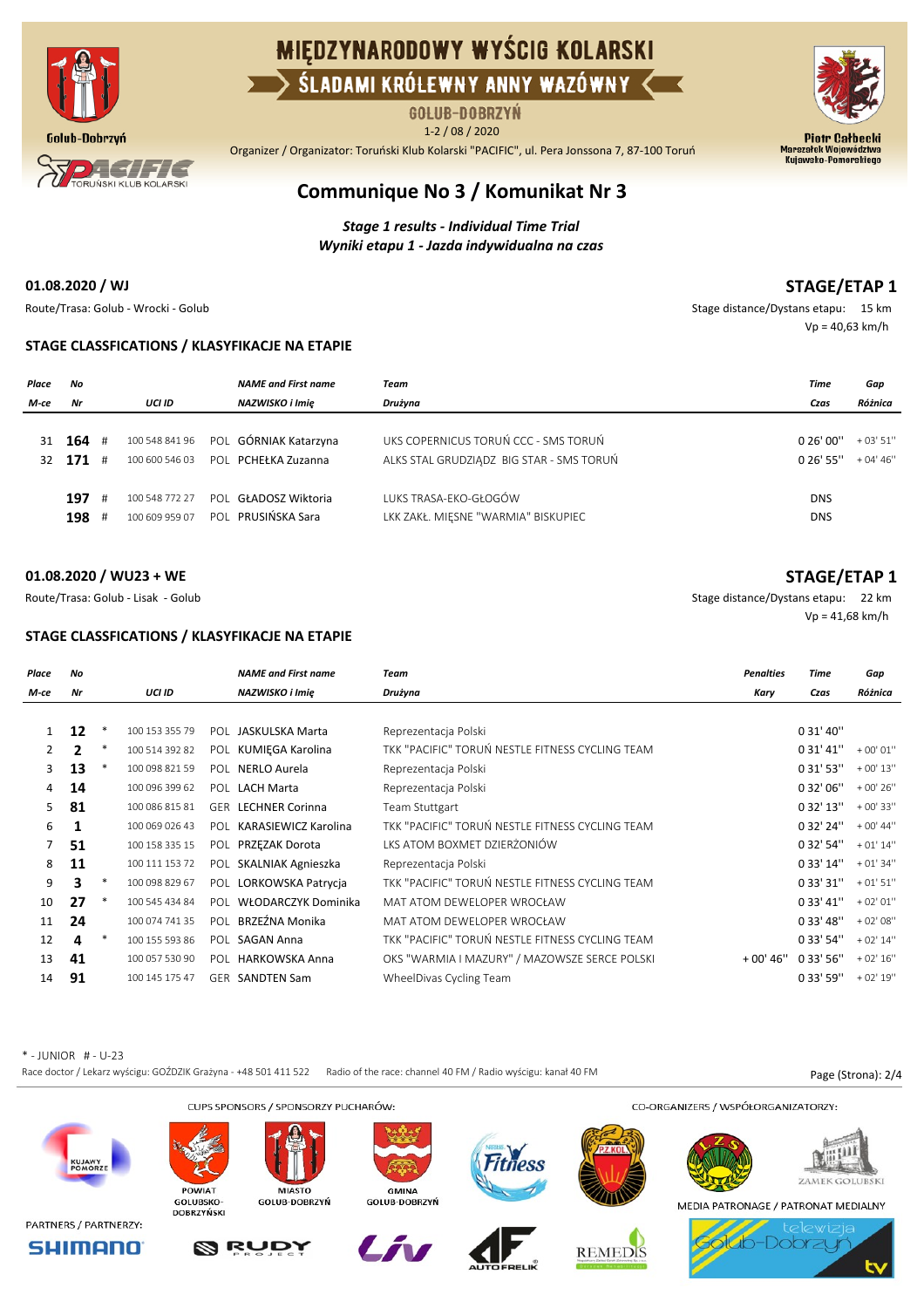# MIĘDZYNARODOWY WYŚCIG KOLARSKI

## ŚLADAMI KRÓLEWNY ANNY WAZÓWNY

GOLUB-DOBRZYŃ

1-2 / 08 / 2020

Organizer / Organizator: Toruński Klub Kolarski "PACIFIC", ul. Pera Jonssona 7, 87-100 Toruń

Piotr Całbecki
Marszałek Województwa Kujawsko-Pomorskiego

## Communique No 3 / Komunikat Nr 3

***Stage 1 results - Individual Time Trial***
***Wyniki etapu 1 - Jazda indywidualna na czas***

### 01.08.2020 / WJ

**STAGE/ETAP 1**

Route/Trasa: Golub - Wrocki - Golub

Stage distance/Dystans etapu: 15 km
Vp = 40,63 km/h

### STAGE CLASSFICATIONS / KLASYFIKACJE NA ETAPIE

| Place M-ce | No Nr | | UCI ID | | NAME and First name NAZWISKO i Imię | Team Drużyna | Time Czas | Gap Różnica |
|---|---|---|---|---|---|---|---|---|
| 31 | 164 | # | 100 548 841 96 | POL | GÓRNIAK Katarzyna | UKS COPERNICUS TORUŃ CCC - SMS TORUŃ | 0 26' 00'' | + 03' 51'' |
| 32 | 171 | # | 100 600 546 03 | POL | PCHEŁKA Zuzanna | ALKS STAL GRUDZIĄDZ BIG STAR - SMS TORUŃ | 0 26' 55'' | + 04' 46'' |
| | 197 | # | 100 548 772 27 | POL | GŁADOSZ Wiktoria | LUKS TRASA-EKO-GŁOGÓW | DNS | |
| | 198 | # | 100 609 959 07 | POL | PRUSIŃSKA Sara | LKK ZAKŁ. MIĘSNE "WARMIA" BISKUPIEC | DNS | |

### 01.08.2020 / WU23 + WE

**STAGE/ETAP 1**

Route/Trasa: Golub - Lisak - Golub

Stage distance/Dystans etapu: 22 km
Vp = 41,68 km/h

### STAGE CLASSFICATIONS / KLASYFIKACJE NA ETAPIE

| Place M-ce | No Nr | | UCI ID | | NAME and First name NAZWISKO i Imię | Team Drużyna | Penalties Kary | Time Czas | Gap Różnica |
|---|---|---|---|---|---|---|---|---|---|
| 1 | 12 | * | 100 153 355 79 | POL | JASKULSKA Marta | Reprezentacja Polski | | 0 31' 40'' | |
| 2 | 2 | * | 100 514 392 82 | POL | KUMIĘGA Karolina | TKK "PACIFIC" TORUŃ NESTLE FITNESS CYCLING TEAM | | 0 31' 41'' | + 00' 01'' |
| 3 | 13 | * | 100 098 821 59 | POL | NERLO Aurela | Reprezentacja Polski | | 0 31' 53'' | + 00' 13'' |
| 4 | 14 | | 100 096 399 62 | POL | LACH Marta | Reprezentacja Polski | | 0 32' 06'' | + 00' 26'' |
| 5 | 81 | | 100 086 815 81 | GER | LECHNER Corinna | Team Stuttgart | | 0 32' 13'' | + 00' 33'' |
| 6 | 1 | | 100 069 026 43 | POL | KARASIEWICZ Karolina | TKK "PACIFIC" TORUŃ NESTLE FITNESS CYCLING TEAM | | 0 32' 24'' | + 00' 44'' |
| 7 | 51 | | 100 158 335 15 | POL | PRZĘZAK Dorota | LKS ATOM BOXMET DZIERŻONIÓW | | 0 32' 54'' | + 01' 14'' |
| 8 | 11 | | 100 111 153 72 | POL | SKALNIAK Agnieszka | Reprezentacja Polski | | 0 33' 14'' | + 01' 34'' |
| 9 | 3 | * | 100 098 829 67 | POL | LORKOWSKA Patrycja | TKK "PACIFIC" TORUŃ NESTLE FITNESS CYCLING TEAM | | 0 33' 31'' | + 01' 51'' |
| 10 | 27 | * | 100 545 434 84 | POL | WŁODARCZYK Dominika | MAT ATOM DEWELOPER WROCŁAW | | 0 33' 41'' | + 02' 01'' |
| 11 | 24 | | 100 074 741 35 | POL | BRZEŹNA Monika | MAT ATOM DEWELOPER WROCŁAW | | 0 33' 48'' | + 02' 08'' |
| 12 | 4 | * | 100 155 593 86 | POL | SAGAN Anna | TKK "PACIFIC" TORUŃ NESTLE FITNESS CYCLING TEAM | | 0 33' 54'' | + 02' 14'' |
| 13 | 41 | | 100 057 530 90 | POL | HARKOWSKA Anna | OKS "WARMIA I MAZURY" / MAZOWSZE SERCE POLSKI | + 00' 46'' | 0 33' 56'' | + 02' 16'' |
| 14 | 91 | | 100 145 175 47 | GER | SANDTEN Sam | WheelDivas Cycling Team | | 0 33' 59'' | + 02' 19'' |

\* - JUNIOR # - U-23

Race doctor / Lekarz wyścigu: GOŹDZIK Grażyna - +48 501 411 522    Radio of the race: channel 40 FM / Radio wyścigu: kanał 40 FM

CUPS SPONSORS / SPONSORZY PUCHARÓW: POWIAT GOLUBSKO-DOBRZYŃSKI, MIASTO GOLUB-DOBRZYŃ, GMINA GOLUB-DOBRZYŃ

CO-ORGANIZERS / WSPÓŁORGANIZATORZY: ZAMEK GOLUBSKI

MEDIA PATRONAGE / PATRONAT MEDIALNY: telewizja Golub-Dobrzyń tv

PARTNERS / PARTNERZY: SHIMANO, RUDY PROJECT, Liv, AUTO FRELIK, REMEDIS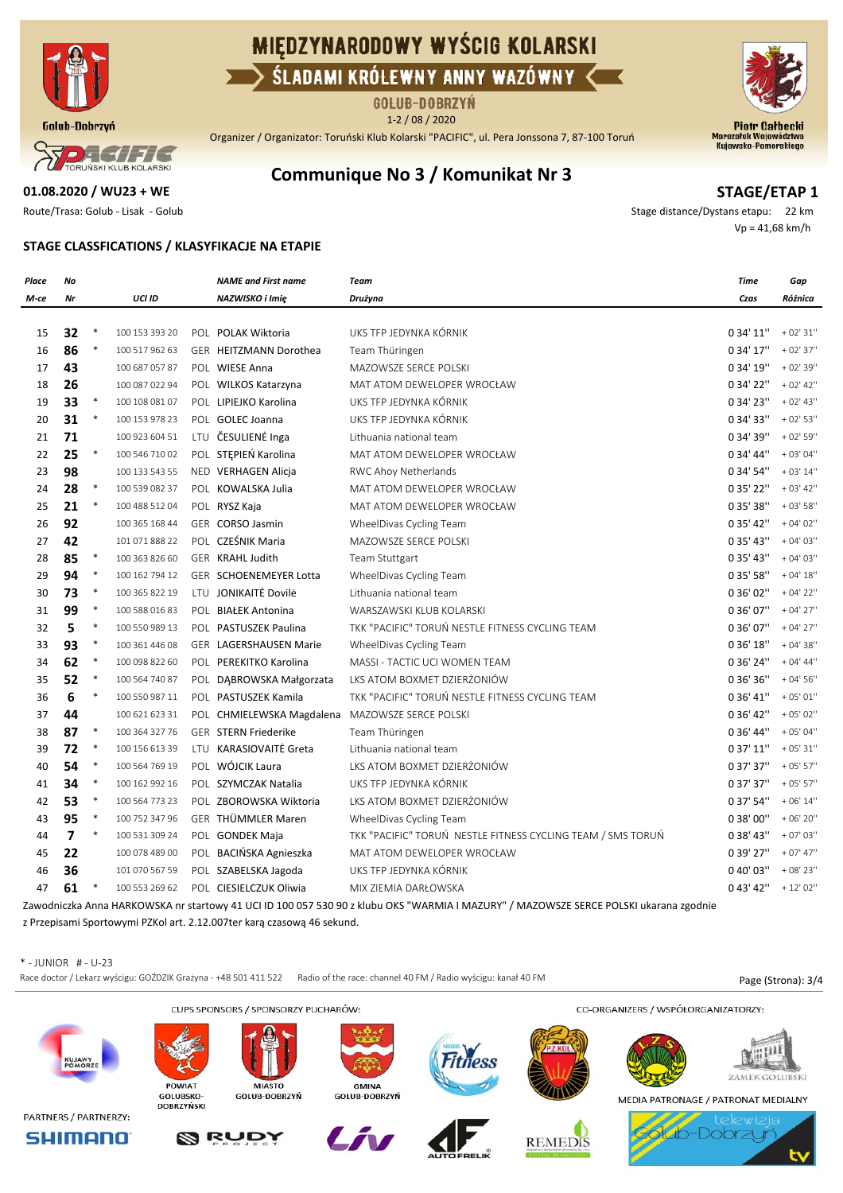# MIĘDZYNARODOWY WYŚCIG KOLARSKI
## ŚLADAMI KRÓLEWNY ANNY WAZÓWNY

GOLUB-DOBRZYŃ

1-2 / 08 / 2020

Organizer / Organizator: Toruński Klub Kolarski "PACIFIC", ul. Pera Jonssona 7, 87-100 Toruń

Golub-Dobrzyń

TORUŃSKI KLUB KOLARSKI

Piotr Całbecki
Marszałek Województwa Kujawsko-Pomorskiego

## Communique No 3 / Komunikat Nr 3

**01.08.2020 / WU23 + WE** **STAGE/ETAP 1**

Route/Trasa: Golub - Lisak - Golub

Stage distance/Dystans etapu: 22 km

Vp = 41,68 km/h

### STAGE CLASSFICATIONS / KLASYFIKACJE NA ETAPIE

| Place / M-ce | No / Nr | | UCI ID | | NAME and First name / NAZWISKO i Imię | Team / Drużyna | Time / Czas | Gap / Różnica |
|---|---|---|---|---|---|---|---|---|
| 15 | 32 | * | 100 153 393 20 | POL | POLAK Wiktoria | UKS TFP JEDYNKA KÓRNIK | 0 34' 11'' | + 02' 31'' |
| 16 | 86 | * | 100 517 962 63 | GER | HEITZMANN Dorothea | Team Thüringen | 0 34' 17'' | + 02' 37'' |
| 17 | 43 | | 100 687 057 87 | POL | WIESE Anna | MAZOWSZE SERCE POLSKI | 0 34' 19'' | + 02' 39'' |
| 18 | 26 | | 100 087 022 94 | POL | WILKOS Katarzyna | MAT ATOM DEWELOPER WROCŁAW | 0 34' 22'' | + 02' 42'' |
| 19 | 33 | * | 100 108 081 07 | POL | LIPIEJKO Karolina | UKS TFP JEDYNKA KÓRNIK | 0 34' 23'' | + 02' 43'' |
| 20 | 31 | * | 100 153 978 23 | POL | GOLEC Joanna | UKS TFP JEDYNKA KÓRNIK | 0 34' 33'' | + 02' 53'' |
| 21 | 71 | | 100 923 604 51 | LTU | ČESULIENĖ Inga | Lithuania national team | 0 34' 39'' | + 02' 59'' |
| 22 | 25 | * | 100 546 710 02 | POL | STĘPIEŃ Karolina | MAT ATOM DEWELOPER WROCŁAW | 0 34' 44'' | + 03' 04'' |
| 23 | 98 | | 100 133 543 55 | NED | VERHAGEN Alicja | RWC Ahoy Netherlands | 0 34' 54'' | + 03' 14'' |
| 24 | 28 | * | 100 539 082 37 | POL | KOWALSKA Julia | MAT ATOM DEWELOPER WROCŁAW | 0 35' 22'' | + 03' 42'' |
| 25 | 21 | * | 100 488 512 04 | POL | RYSZ Kaja | MAT ATOM DEWELOPER WROCŁAW | 0 35' 38'' | + 03' 58'' |
| 26 | 92 | | 100 365 168 44 | GER | CORSO Jasmin | WheelDivas Cycling Team | 0 35' 42'' | + 04' 02'' |
| 27 | 42 | | 101 071 888 22 | POL | CZEŚNIK Maria | MAZOWSZE SERCE POLSKI | 0 35' 43'' | + 04' 03'' |
| 28 | 85 | * | 100 363 826 60 | GER | KRAHL Judith | Team Stuttgart | 0 35' 43'' | + 04' 03'' |
| 29 | 94 | * | 100 162 794 12 | GER | SCHOENEMEYER Lotta | WheelDivas Cycling Team | 0 35' 58'' | + 04' 18'' |
| 30 | 73 | * | 100 365 822 19 | LTU | JONIKAITĖ Dovilė | Lithuania national team | 0 36' 02'' | + 04' 22'' |
| 31 | 99 | * | 100 588 016 83 | POL | BIAŁEK Antonina | WARSZAWSKI KLUB KOLARSKI | 0 36' 07'' | + 04' 27'' |
| 32 | 5 | * | 100 550 989 13 | POL | PASTUSZEK Paulina | TKK "PACIFIC" TORUŃ NESTLE FITNESS CYCLING TEAM | 0 36' 07'' | + 04' 27'' |
| 33 | 93 | * | 100 361 446 08 | GER | LAGERSHAUSEN Marie | WheelDivas Cycling Team | 0 36' 18'' | + 04' 38'' |
| 34 | 62 | * | 100 098 822 60 | POL | PEREKITKO Karolina | MASSI - TACTIC UCI WOMEN TEAM | 0 36' 24'' | + 04' 44'' |
| 35 | 52 | * | 100 564 740 87 | POL | DĄBROWSKA Małgorzata | LKS ATOM BOXMET DZIERŻONIÓW | 0 36' 36'' | + 04' 56'' |
| 36 | 6 | * | 100 550 987 11 | POL | PASTUSZEK Kamila | TKK "PACIFIC" TORUŃ NESTLE FITNESS CYCLING TEAM | 0 36' 41'' | + 05' 01'' |
| 37 | 44 | | 100 621 623 31 | POL | CHMIELEWSKA Magdalena | MAZOWSZE SERCE POLSKI | 0 36' 42'' | + 05' 02'' |
| 38 | 87 | * | 100 364 327 76 | GER | STERN Friederike | Team Thüringen | 0 36' 44'' | + 05' 04'' |
| 39 | 72 | * | 100 156 613 39 | LTU | KARASIOVAITĖ Greta | Lithuania national team | 0 37' 11'' | + 05' 31'' |
| 40 | 54 | * | 100 564 769 19 | POL | WÓJCIK Laura | LKS ATOM BOXMET DZIERŻONIÓW | 0 37' 37'' | + 05' 57'' |
| 41 | 34 | * | 100 162 992 16 | POL | SZYMCZAK Natalia | UKS TFP JEDYNKA KÓRNIK | 0 37' 37'' | + 05' 57'' |
| 42 | 53 | * | 100 564 773 23 | POL | ZBOROWSKA Wiktoria | LKS ATOM BOXMET DZIERŻONIÓW | 0 37' 54'' | + 06' 14'' |
| 43 | 95 | * | 100 752 347 96 | GER | THÜMMLER Maren | WheelDivas Cycling Team | 0 38' 00'' | + 06' 20'' |
| 44 | 7 | * | 100 531 309 24 | POL | GONDEK Maja | TKK "PACIFIC" TORUŃ NESTLE FITNESS CYCLING TEAM / SMS TORUŃ | 0 38' 43'' | + 07' 03'' |
| 45 | 22 | | 100 078 489 00 | POL | BACIŃSKA Agnieszka | MAT ATOM DEWELOPER WROCŁAW | 0 39' 27'' | + 07' 47'' |
| 46 | 36 | | 101 070 567 59 | POL | SZABELSKA Jagoda | UKS TFP JEDYNKA KÓRNIK | 0 40' 03'' | + 08' 23'' |
| 47 | 61 | * | 100 553 269 62 | POL | CIESIELCZUK Oliwia | MIX ZIEMIA DARŁOWSKA | 0 43' 42'' | + 12' 02'' |

Zawodniczka Anna HARKOWSKA nr startowy 41 UCI ID 100 057 530 90 z klubu OKS "WARMIA I MAZURY" / MAZOWSZE SERCE POLSKI ukarana zgodnie z Przepisami Sportowymi PZKol art. 2.12.007ter karą czasową 46 sekund.

* - JUNIOR # - U-23

Race doctor / Lekarz wyścigu: GOŹDZIK Grażyna - +48 501 411 522 Radio of the race: channel 40 FM / Radio wyścigu: kanał 40 FM

CUPS SPONSORS / SPONSORZY PUCHARÓW: KUJAWY POMORZE, POWIAT GOLUBSKO-DOBRZYŃSKI, MIASTO GOLUB-DOBRZYŃ, GMINA GOLUB-DOBRZYŃ, Fitness, PZ KOL

CO-ORGANIZERS / WSPÓŁORGANIZATORZY: LZS, ZAMEK GOLUBSKI

PARTNERS / PARTNERZY: SHIMANO, RUDY PROJECT, Liv, AUTO FRELIK, REMEDIS

MEDIA PATRONAGE / PATRONAT MEDIALNY: telewizja Golub-Dobrzyń tv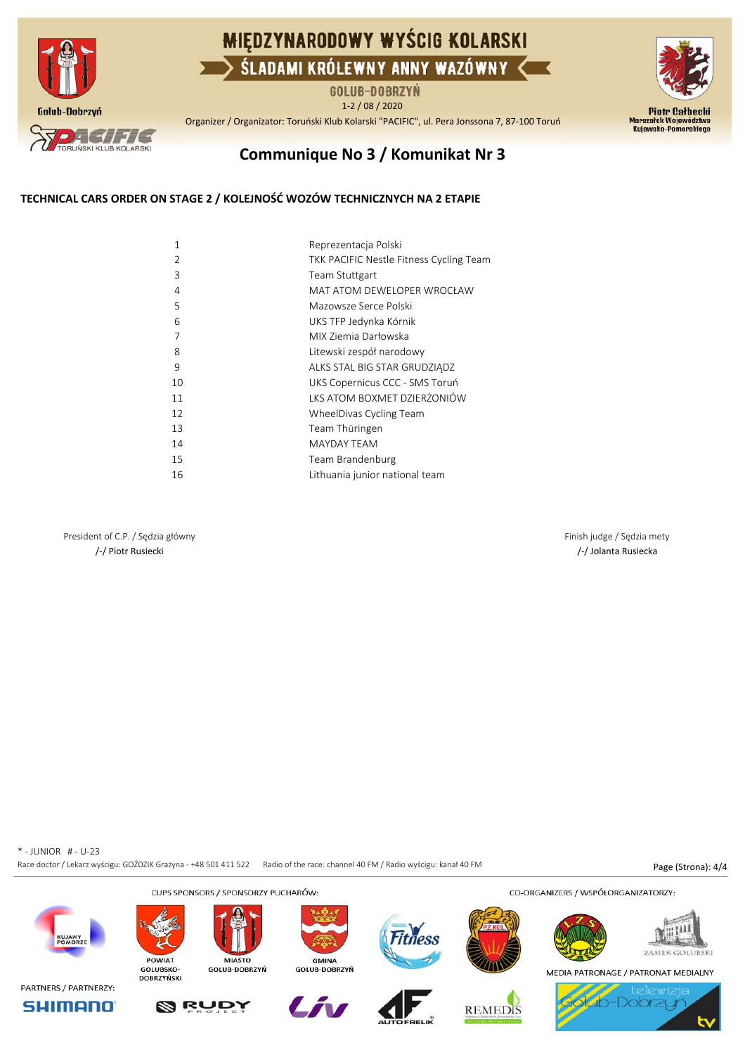# MIĘDZYNARODOWY WYŚCIG KOLARSKI

## ŚLADAMI KRÓLEWNY ANNY WAZÓWNY

GOLUB-DOBRZYŃ

1-2 / 08 / 2020

Organizer / Organizator: Toruński Klub Kolarski "PACIFIC", ul. Pera Jonssona 7, 87-100 Toruń

Golub-Dobrzyń

TORUŃSKI KLUB KOLARSKI

Piotr Całbecki
Marszałek Województwa Kujawsko-Pomorskiego

## Communique No 3 / Komunikat Nr 3

### TECHNICAL CARS ORDER ON STAGE 2 / KOLEJNOŚĆ WOZÓW TECHNICZNYCH NA 2 ETAPIE

| | |
|---|---|
| 1 | Reprezentacja Polski |
| 2 | TKK PACIFIC Nestle Fitness Cycling Team |
| 3 | Team Stuttgart |
| 4 | MAT ATOM DEWELOPER WROCŁAW |
| 5 | Mazowsze Serce Polski |
| 6 | UKS TFP Jedynka Kórnik |
| 7 | MIX Ziemia Darłowska |
| 8 | Litewski zespół narodowy |
| 9 | ALKS STAL BIG STAR GRUDZIĄDZ |
| 10 | UKS Copernicus CCC - SMS Toruń |
| 11 | LKS ATOM BOXMET DZIERŻONIÓW |
| 12 | WheelDivas Cycling Team |
| 13 | Team Thüringen |
| 14 | MAYDAY TEAM |
| 15 | Team Brandenburg |
| 16 | Lithuania junior national team |

President of C.P. / Sędzia główny
/-/ Piotr Rusiecki

Finish judge / Sędzia mety
/-/ Jolanta Rusiecka

* - JUNIOR # - U-23

Race doctor / Lekarz wyścigu: GOŹDZIK Grażyna - +48 501 411 522 Radio of the race: channel 40 FM / Radio wyścigu: kanał 40 FM

CUPS SPONSORS / SPONSORZY PUCHARÓW:

KUJAWY POMORZE

POWIAT GOLUBSKO-DOBRZYŃSKI

MIASTO GOLUB-DOBRZYŃ

GMINA GOLUB-DOBRZYŃ

Fitness

PZ KOL

CO-ORGANIZERS / WSPÓŁORGANIZATORZY:

LZS

ZAMEK GOLUBSKI

MEDIA PATRONAGE / PATRONAT MEDIALNY

telewizja Golub-Dobrzyń tv

PARTNERS / PARTNERZY:

SHIMANO

RUDY PROJECT

Liv

AUTO FRELIK

REMEDIS